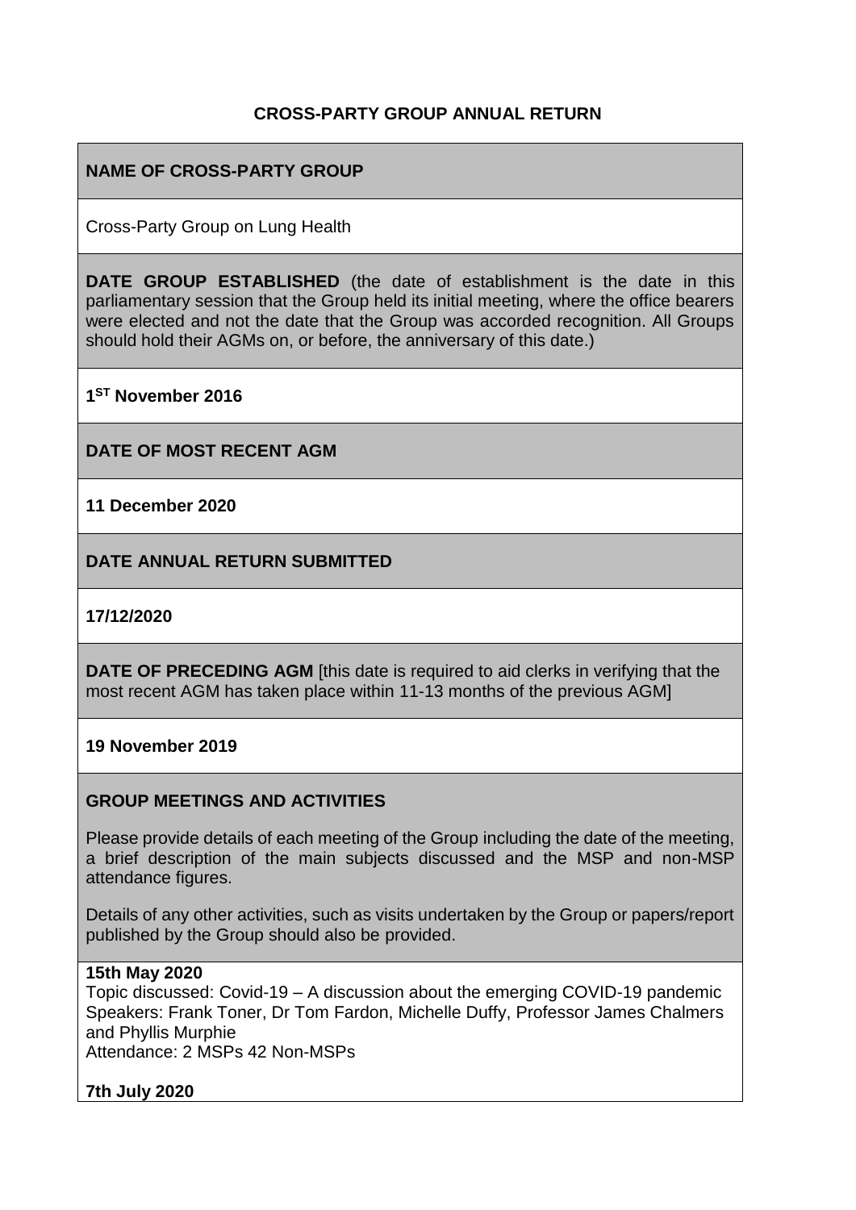# CROSS-PARTY GROUP ANNUAL RETURN

## NAME OF CROSS-PARTY GROUP

Cross-Party Group on Lung Health

**DATE GROUP ESTABLISHED** (the date of establishment is the date in this parliamentary session that the Group held its initial meeting, where the office bearers were elected and not the date that the Group was accorded recognition. All Groups should hold their AGMs on, or before, the anniversary of this date.)

**1ST November 2016**

## DATE OF MOST RECENT AGM

**11 December 2020**

## DATE ANNUAL RETURN SUBMITTED

**17/12/2020**

**DATE OF PRECEDING AGM** [this date is required to aid clerks in verifying that the most recent AGM has taken place within 11-13 months of the previous AGM]

**19 November 2019**

## GROUP MEETINGS AND ACTIVITIES

Please provide details of each meeting of the Group including the date of the meeting, a brief description of the main subjects discussed and the MSP and non-MSP attendance figures.

Details of any other activities, such as visits undertaken by the Group or papers/report published by the Group should also be provided.

**15th May 2020**
Topic discussed: Covid-19 – A discussion about the emerging COVID-19 pandemic
Speakers: Frank Toner, Dr Tom Fardon, Michelle Duffy, Professor James Chalmers and Phyllis Murphie
Attendance: 2 MSPs 42 Non-MSPs

**7th July 2020**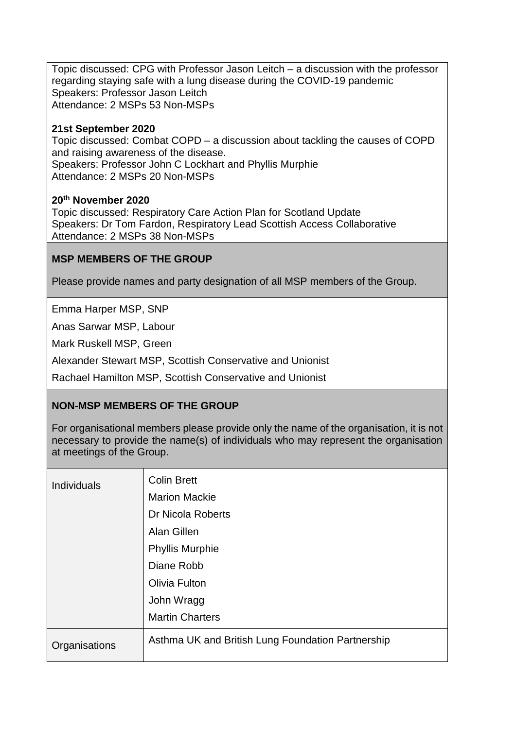Topic discussed: CPG with Professor Jason Leitch – a discussion with the professor regarding staying safe with a lung disease during the COVID-19 pandemic
Speakers: Professor Jason Leitch
Attendance: 2 MSPs 53 Non-MSPs

**21st September 2020**
Topic discussed: Combat COPD – a discussion about tackling the causes of COPD and raising awareness of the disease.
Speakers: Professor John C Lockhart and Phyllis Murphie
Attendance: 2 MSPs 20 Non-MSPs

**20th November 2020**
Topic discussed: Respiratory Care Action Plan for Scotland Update
Speakers: Dr Tom Fardon, Respiratory Lead Scottish Access Collaborative
Attendance: 2 MSPs 38 Non-MSPs

**MSP MEMBERS OF THE GROUP**

Please provide names and party designation of all MSP members of the Group.

Emma Harper MSP, SNP

Anas Sarwar MSP, Labour

Mark Ruskell MSP, Green

Alexander Stewart MSP, Scottish Conservative and Unionist

Rachael Hamilton MSP, Scottish Conservative and Unionist

**NON-MSP MEMBERS OF THE GROUP**

For organisational members please provide only the name of the organisation, it is not necessary to provide the name(s) of individuals who may represent the organisation at meetings of the Group.

| | |
|---|---|
| Individuals | Colin Brett<br>Marion Mackie<br>Dr Nicola Roberts<br>Alan Gillen<br>Phyllis Murphie<br>Diane Robb<br>Olivia Fulton<br>John Wragg<br>Martin Charters |
| Organisations | Asthma UK and British Lung Foundation Partnership |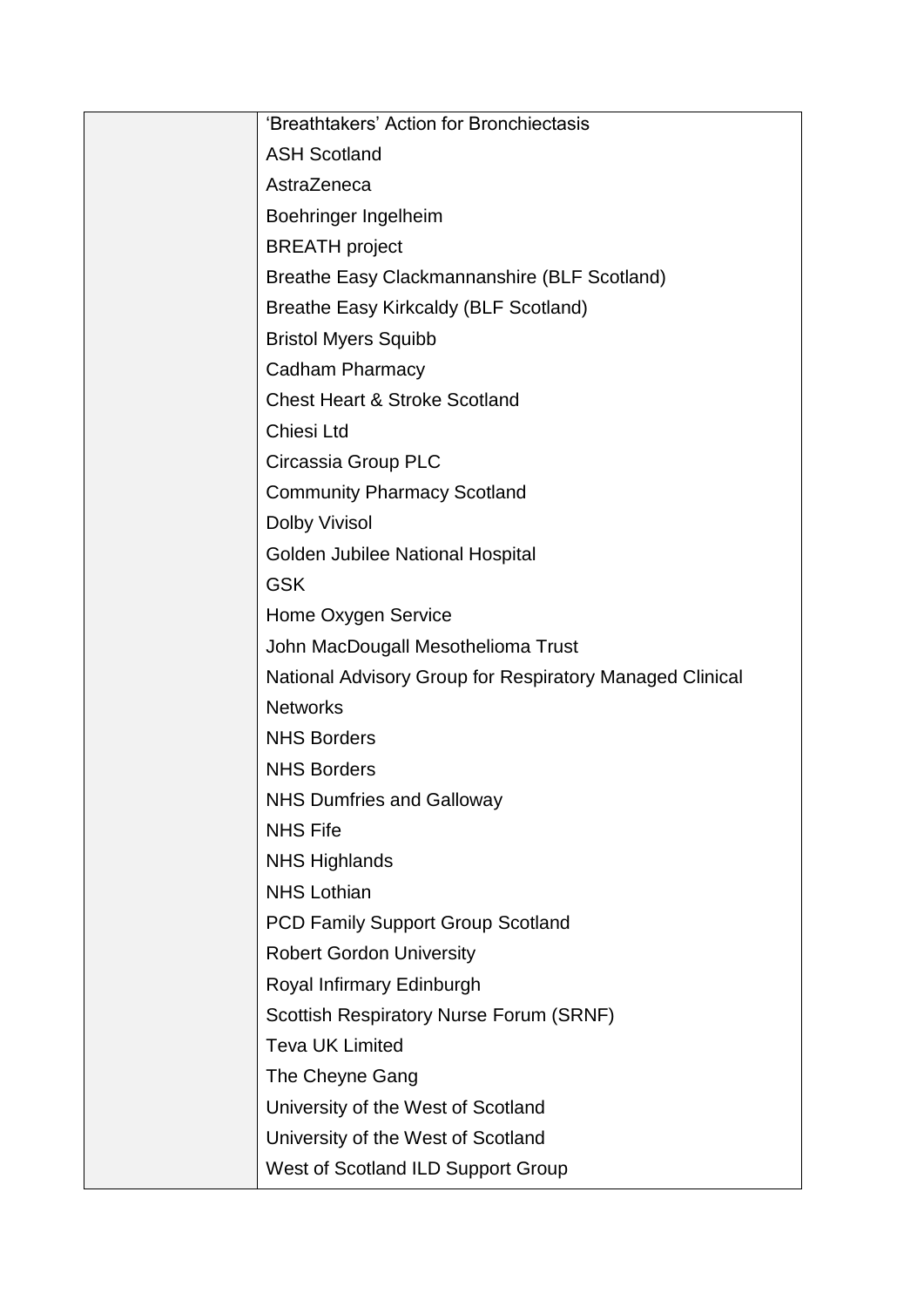| | |
|---|---|
| | 'Breathtakers' Action for Bronchiectasis<br>ASH Scotland<br>AstraZeneca<br>Boehringer Ingelheim<br>BREATH project<br>Breathe Easy Clackmannanshire (BLF Scotland)<br>Breathe Easy Kirkcaldy (BLF Scotland)<br>Bristol Myers Squibb<br>Cadham Pharmacy<br>Chest Heart & Stroke Scotland<br>Chiesi Ltd<br>Circassia Group PLC<br>Community Pharmacy Scotland<br>Dolby Vivisol<br>Golden Jubilee National Hospital<br>GSK<br>Home Oxygen Service<br>John MacDougall Mesothelioma Trust<br>National Advisory Group for Respiratory Managed Clinical Networks<br>NHS Borders<br>NHS Borders<br>NHS Dumfries and Galloway<br>NHS Fife<br>NHS Highlands<br>NHS Lothian<br>PCD Family Support Group Scotland<br>Robert Gordon University<br>Royal Infirmary Edinburgh<br>Scottish Respiratory Nurse Forum (SRNF)<br>Teva UK Limited<br>The Cheyne Gang<br>University of the West of Scotland<br>University of the West of Scotland<br>West of Scotland ILD Support Group |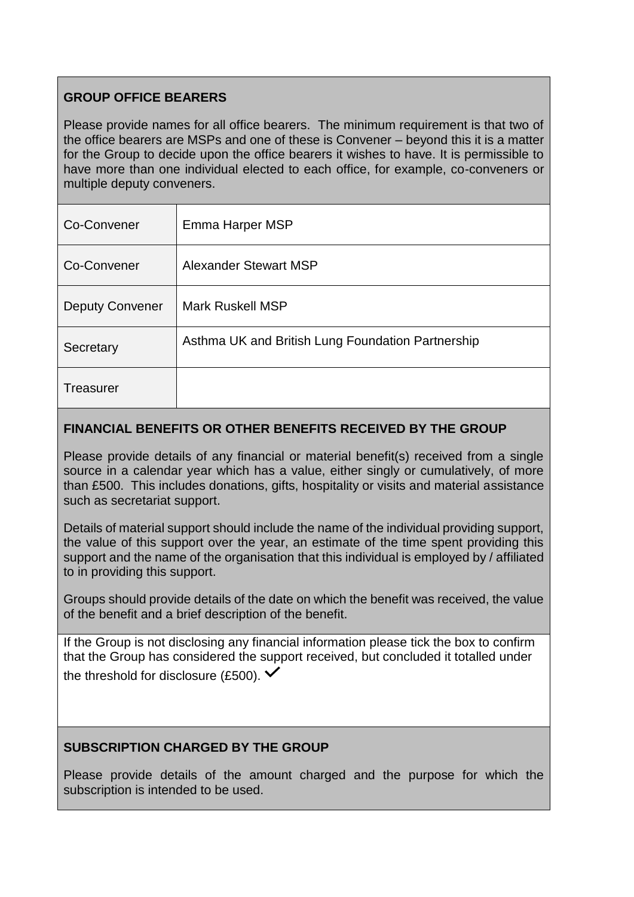## GROUP OFFICE BEARERS

Please provide names for all office bearers. The minimum requirement is that two of the office bearers are MSPs and one of these is Convener – beyond this it is a matter for the Group to decide upon the office bearers it wishes to have. It is permissible to have more than one individual elected to each office, for example, co-conveners or multiple deputy conveners.

| | |
|---|---|
| Co-Convener | Emma Harper MSP |
| Co-Convener | Alexander Stewart MSP |
| Deputy Convener | Mark Ruskell MSP |
| Secretary | Asthma UK and British Lung Foundation Partnership |
| Treasurer | |

## FINANCIAL BENEFITS OR OTHER BENEFITS RECEIVED BY THE GROUP

Please provide details of any financial or material benefit(s) received from a single source in a calendar year which has a value, either singly or cumulatively, of more than £500. This includes donations, gifts, hospitality or visits and material assistance such as secretariat support.

Details of material support should include the name of the individual providing support, the value of this support over the year, an estimate of the time spent providing this support and the name of the organisation that this individual is employed by / affiliated to in providing this support.

Groups should provide details of the date on which the benefit was received, the value of the benefit and a brief description of the benefit.

If the Group is not disclosing any financial information please tick the box to confirm that the Group has considered the support received, but concluded it totalled under the threshold for disclosure (£500). ✓

## SUBSCRIPTION CHARGED BY THE GROUP

Please provide details of the amount charged and the purpose for which the subscription is intended to be used.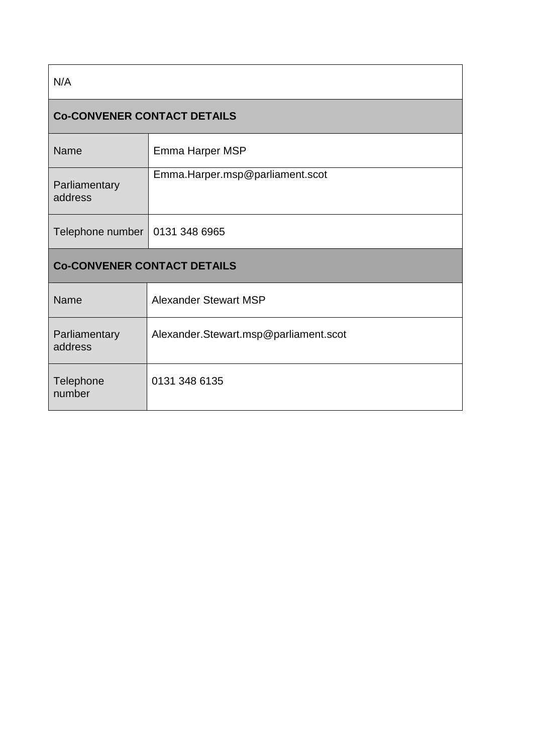| | |
|---|---|
| N/A | |
| **Co-CONVENER CONTACT DETAILS** | |
| Name | Emma Harper MSP |
| Parliamentary address | Emma.Harper.msp@parliament.scot |
| Telephone number | 0131 348 6965 |
| **Co-CONVENER CONTACT DETAILS** | |
| Name | Alexander Stewart MSP |
| Parliamentary address | Alexander.Stewart.msp@parliament.scot |
| Telephone number | 0131 348 6135 |